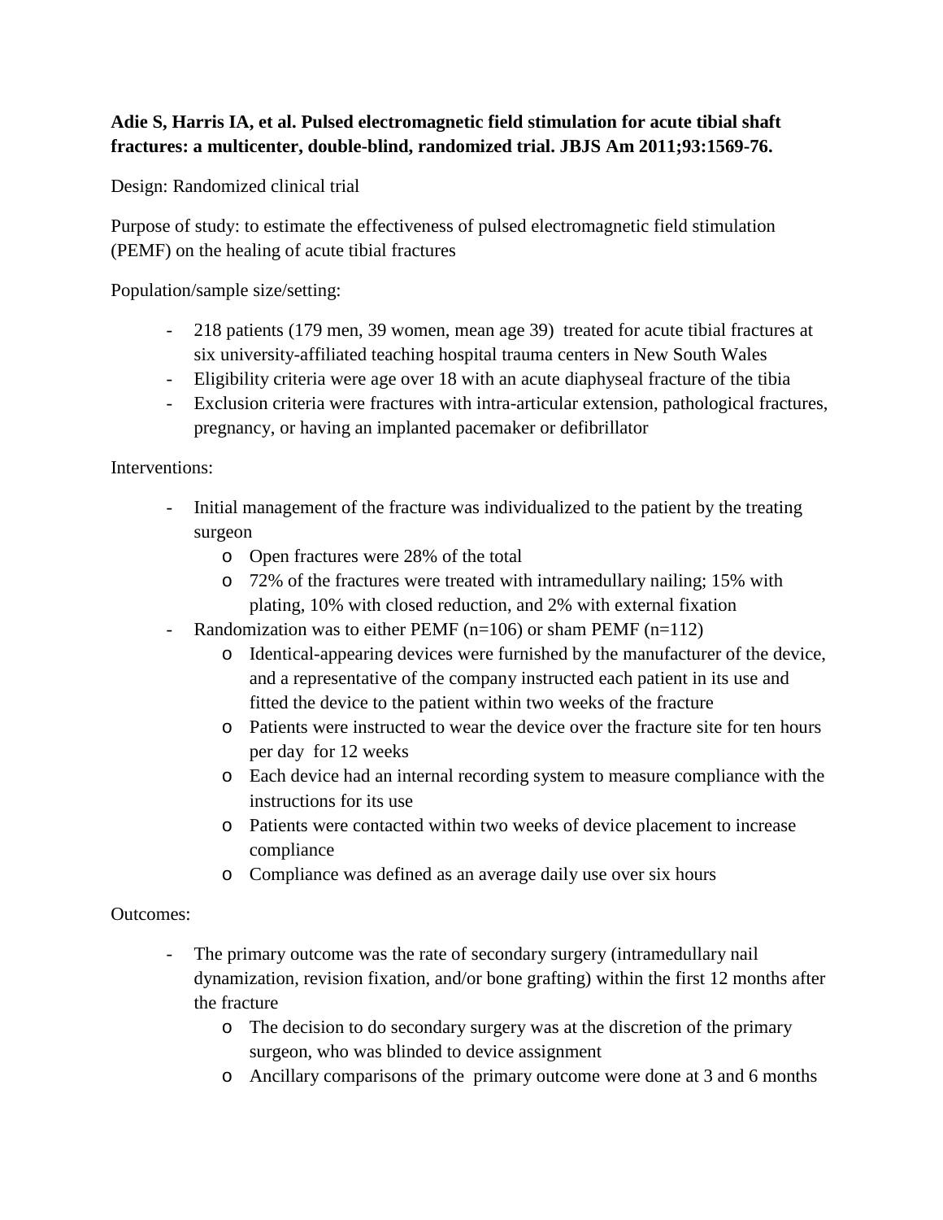**Adie S, Harris IA, et al. Pulsed electromagnetic field stimulation for acute tibial shaft fractures: a multicenter, double-blind, randomized trial. JBJS Am 2011;93:1569-76.**

Design: Randomized clinical trial

Purpose of study: to estimate the effectiveness of pulsed electromagnetic field stimulation (PEMF) on the healing of acute tibial fractures

Population/sample size/setting:

- 218 patients (179 men, 39 women, mean age 39) treated for acute tibial fractures at six university-affiliated teaching hospital trauma centers in New South Wales
- Eligibility criteria were age over 18 with an acute diaphyseal fracture of the tibia
- Exclusion criteria were fractures with intra-articular extension, pathological fractures, pregnancy, or having an implanted pacemaker or defibrillator

Interventions:

- Initial management of the fracture was individualized to the patient by the treating surgeon
  - Open fractures were 28% of the total
  - 72% of the fractures were treated with intramedullary nailing; 15% with plating, 10% with closed reduction, and 2% with external fixation
- Randomization was to either PEMF (n=106) or sham PEMF (n=112)
  - Identical-appearing devices were furnished by the manufacturer of the device, and a representative of the company instructed each patient in its use and fitted the device to the patient within two weeks of the fracture
  - Patients were instructed to wear the device over the fracture site for ten hours per day for 12 weeks
  - Each device had an internal recording system to measure compliance with the instructions for its use
  - Patients were contacted within two weeks of device placement to increase compliance
  - Compliance was defined as an average daily use over six hours

Outcomes:

- The primary outcome was the rate of secondary surgery (intramedullary nail dynamization, revision fixation, and/or bone grafting) within the first 12 months after the fracture
  - The decision to do secondary surgery was at the discretion of the primary surgeon, who was blinded to device assignment
  - Ancillary comparisons of the primary outcome were done at 3 and 6 months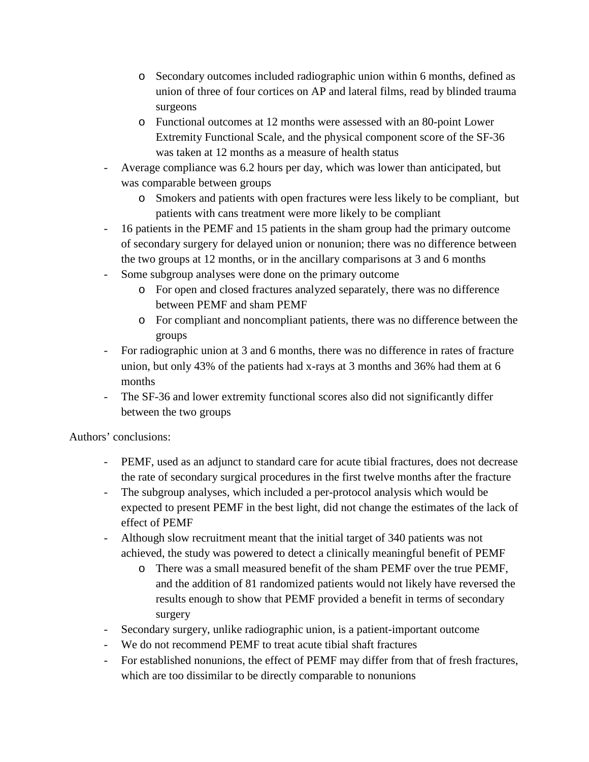- Secondary outcomes included radiographic union within 6 months, defined as union of three of four cortices on AP and lateral films, read by blinded trauma surgeons
  - Functional outcomes at 12 months were assessed with an 80-point Lower Extremity Functional Scale, and the physical component score of the SF-36 was taken at 12 months as a measure of health status
- Average compliance was 6.2 hours per day, which was lower than anticipated, but was comparable between groups
  - Smokers and patients with open fractures were less likely to be compliant, but patients with cans treatment were more likely to be compliant
- 16 patients in the PEMF and 15 patients in the sham group had the primary outcome of secondary surgery for delayed union or nonunion; there was no difference between the two groups at 12 months, or in the ancillary comparisons at 3 and 6 months
- Some subgroup analyses were done on the primary outcome
  - For open and closed fractures analyzed separately, there was no difference between PEMF and sham PEMF
  - For compliant and noncompliant patients, there was no difference between the groups
- For radiographic union at 3 and 6 months, there was no difference in rates of fracture union, but only 43% of the patients had x-rays at 3 months and 36% had them at 6 months
- The SF-36 and lower extremity functional scores also did not significantly differ between the two groups

Authors' conclusions:

- PEMF, used as an adjunct to standard care for acute tibial fractures, does not decrease the rate of secondary surgical procedures in the first twelve months after the fracture
- The subgroup analyses, which included a per-protocol analysis which would be expected to present PEMF in the best light, did not change the estimates of the lack of effect of PEMF
- Although slow recruitment meant that the initial target of 340 patients was not achieved, the study was powered to detect a clinically meaningful benefit of PEMF
  - There was a small measured benefit of the sham PEMF over the true PEMF, and the addition of 81 randomized patients would not likely have reversed the results enough to show that PEMF provided a benefit in terms of secondary surgery
- Secondary surgery, unlike radiographic union, is a patient-important outcome
- We do not recommend PEMF to treat acute tibial shaft fractures
- For established nonunions, the effect of PEMF may differ from that of fresh fractures, which are too dissimilar to be directly comparable to nonunions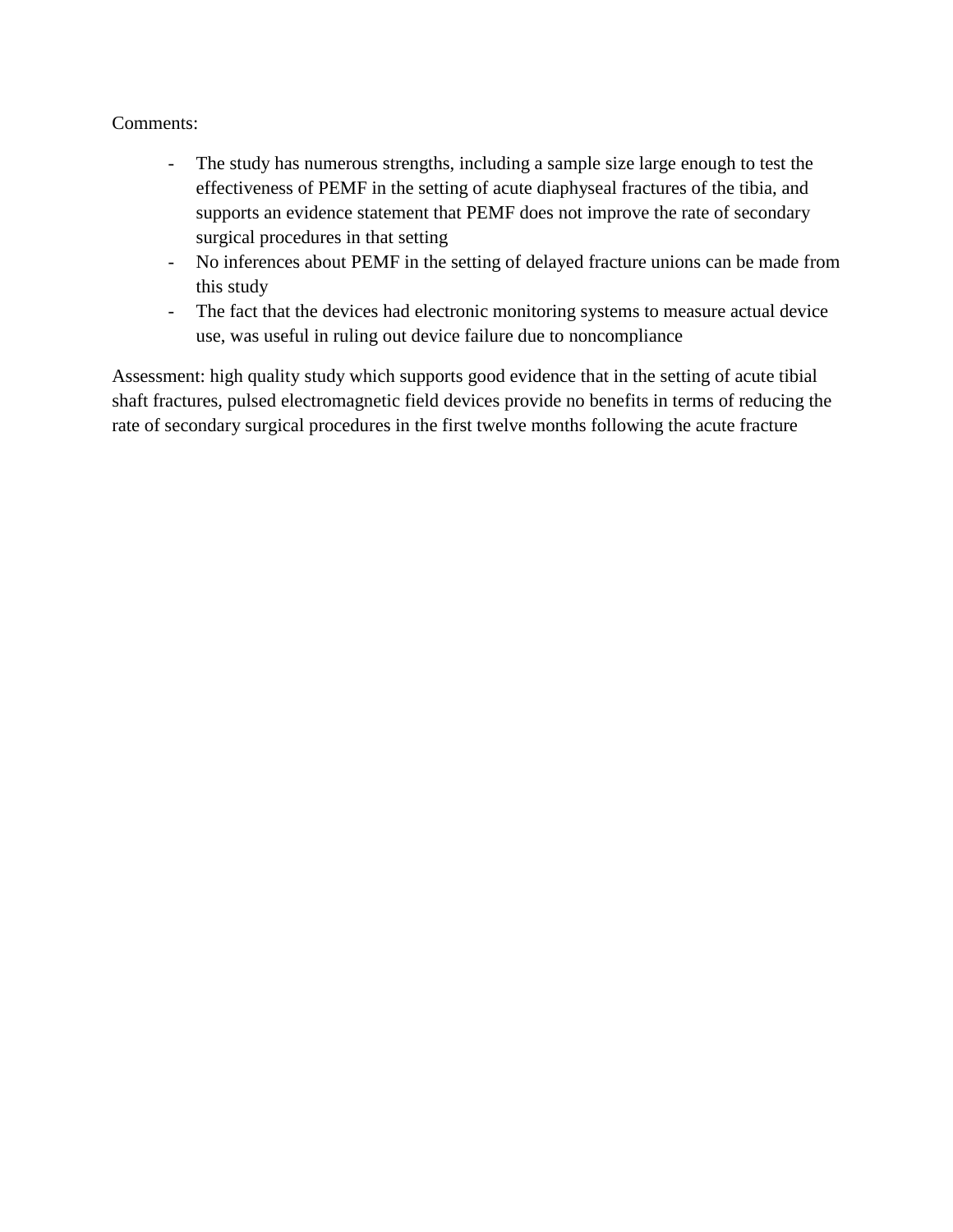Comments:

- The study has numerous strengths, including a sample size large enough to test the effectiveness of PEMF in the setting of acute diaphyseal fractures of the tibia, and supports an evidence statement that PEMF does not improve the rate of secondary surgical procedures in that setting
- No inferences about PEMF in the setting of delayed fracture unions can be made from this study
- The fact that the devices had electronic monitoring systems to measure actual device use, was useful in ruling out device failure due to noncompliance

Assessment: high quality study which supports good evidence that in the setting of acute tibial shaft fractures, pulsed electromagnetic field devices provide no benefits in terms of reducing the rate of secondary surgical procedures in the first twelve months following the acute fracture